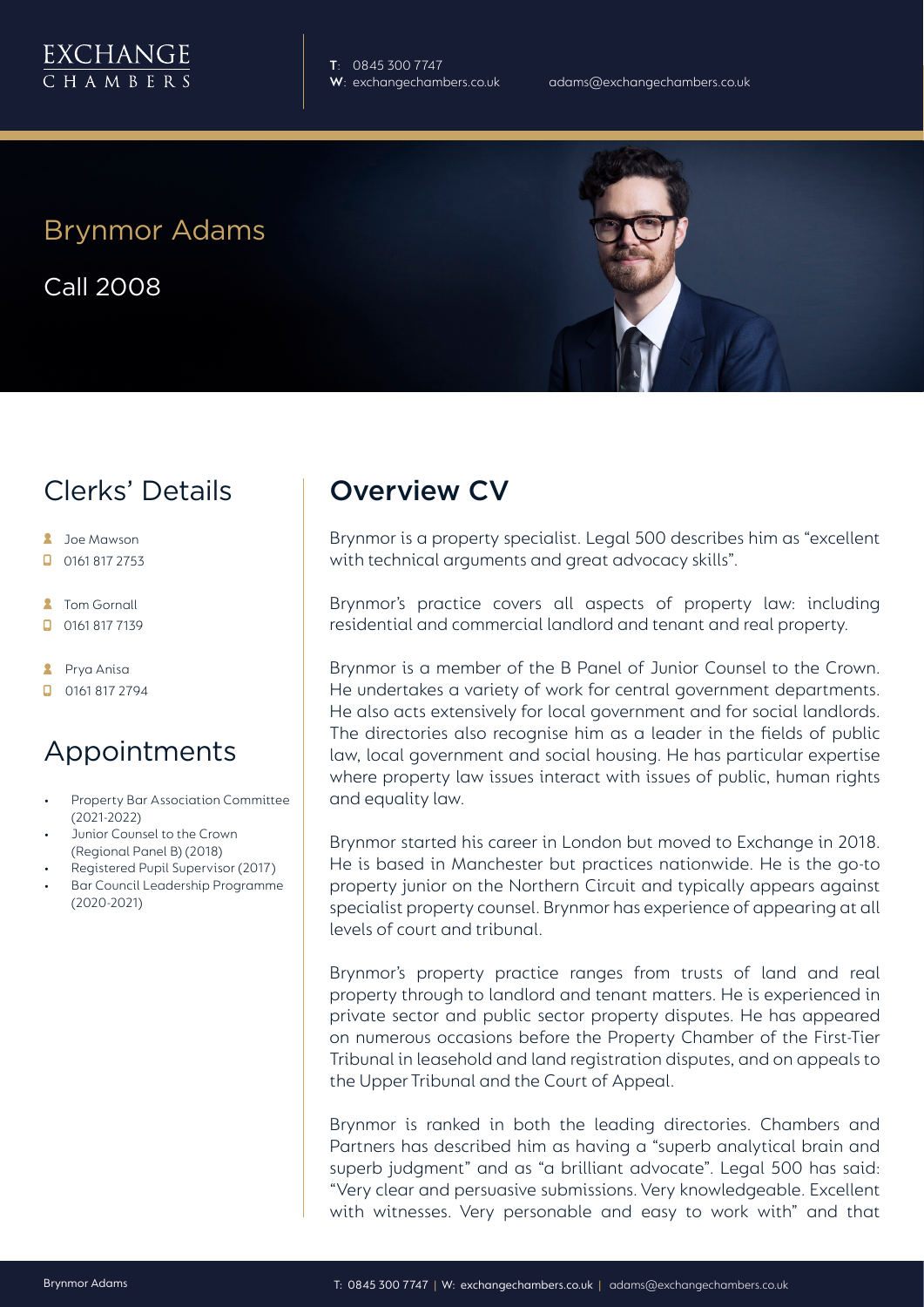EXCHANGE
CHAMBERS

T: 0845 300 7747
W: exchangechambers.co.uk
adams@exchangechambers.co.uk

# Brynmor Adams

Call 2008

## Clerks' Details

- Joe Mawson
- 0161 817 2753

- Tom Gornall
- 0161 817 7139

- Prya Anisa
- 0161 817 2794

## Appointments

- Property Bar Association Committee (2021-2022)
- Junior Counsel to the Crown (Regional Panel B) (2018)
- Registered Pupil Supervisor (2017)
- Bar Council Leadership Programme (2020-2021)

## Overview CV

Brynmor is a property specialist. Legal 500 describes him as "excellent with technical arguments and great advocacy skills".

Brynmor's practice covers all aspects of property law: including residential and commercial landlord and tenant and real property.

Brynmor is a member of the B Panel of Junior Counsel to the Crown. He undertakes a variety of work for central government departments. He also acts extensively for local government and for social landlords. The directories also recognise him as a leader in the fields of public law, local government and social housing. He has particular expertise where property law issues interact with issues of public, human rights and equality law.

Brynmor started his career in London but moved to Exchange in 2018. He is based in Manchester but practices nationwide. He is the go-to property junior on the Northern Circuit and typically appears against specialist property counsel. Brynmor has experience of appearing at all levels of court and tribunal.

Brynmor's property practice ranges from trusts of land and real property through to landlord and tenant matters. He is experienced in private sector and public sector property disputes. He has appeared on numerous occasions before the Property Chamber of the First-Tier Tribunal in leasehold and land registration disputes, and on appeals to the Upper Tribunal and the Court of Appeal.

Brynmor is ranked in both the leading directories. Chambers and Partners has described him as having a "superb analytical brain and superb judgment" and as "a brilliant advocate". Legal 500 has said: "Very clear and persuasive submissions. Very knowledgeable. Excellent with witnesses. Very personable and easy to work with" and that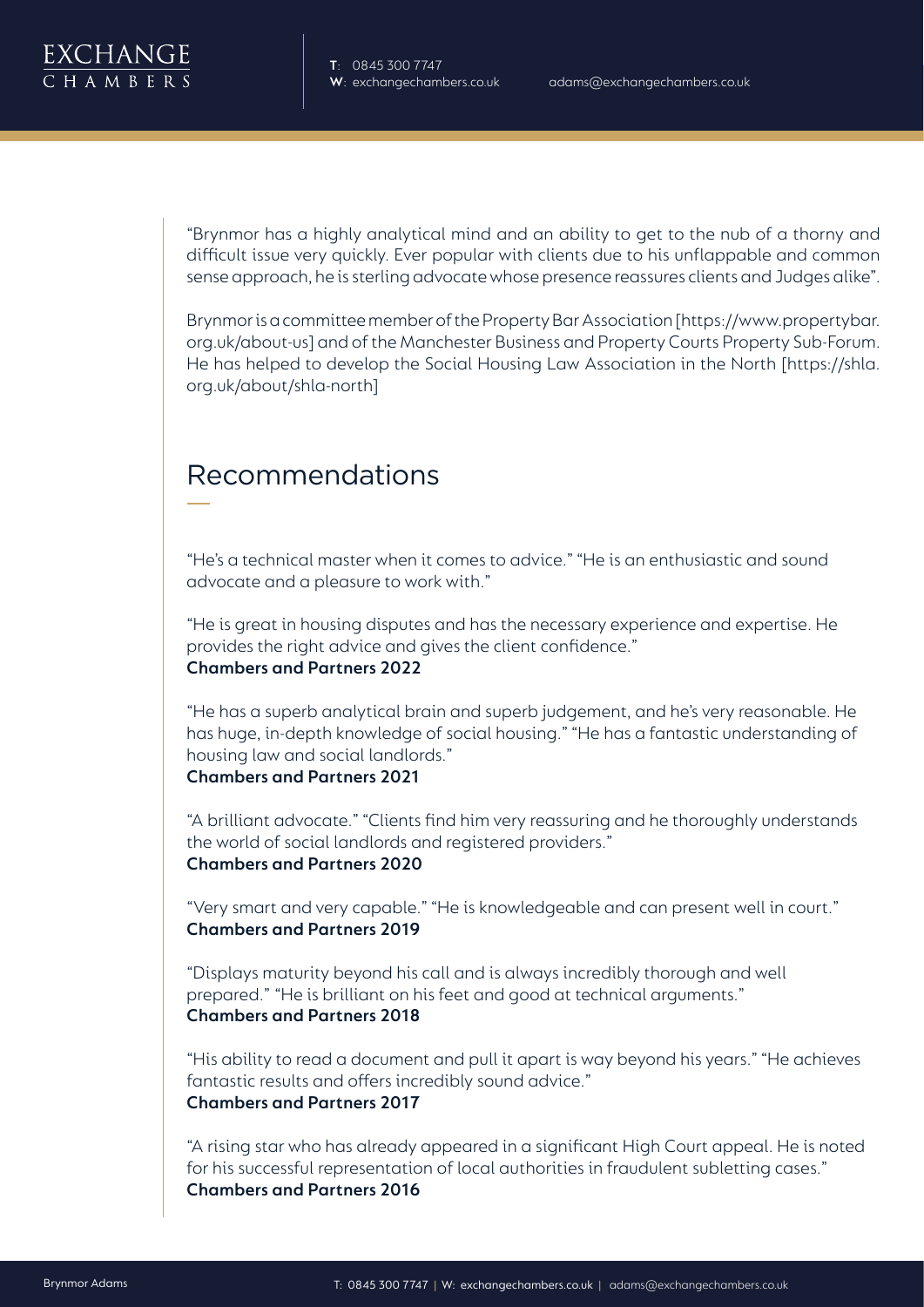"Brynmor has a highly analytical mind and an ability to get to the nub of a thorny and difficult issue very quickly. Ever popular with clients due to his unflappable and common sense approach, he is sterling advocate whose presence reassures clients and Judges alike".

Brynmor is a committee member of the Property Bar Association [https://www.propertybar.org.uk/about-us] and of the Manchester Business and Property Courts Property Sub-Forum. He has helped to develop the Social Housing Law Association in the North [https://shla.org.uk/about/shla-north]

## Recommendations

"He's a technical master when it comes to advice." "He is an enthusiastic and sound advocate and a pleasure to work with."

"He is great in housing disputes and has the necessary experience and expertise. He provides the right advice and gives the client confidence."
**Chambers and Partners 2022**

"He has a superb analytical brain and superb judgement, and he's very reasonable. He has huge, in-depth knowledge of social housing." "He has a fantastic understanding of housing law and social landlords."
**Chambers and Partners 2021**

"A brilliant advocate." "Clients find him very reassuring and he thoroughly understands the world of social landlords and registered providers."
**Chambers and Partners 2020**

"Very smart and very capable." "He is knowledgeable and can present well in court."
**Chambers and Partners 2019**

"Displays maturity beyond his call and is always incredibly thorough and well prepared." "He is brilliant on his feet and good at technical arguments."
**Chambers and Partners 2018**

"His ability to read a document and pull it apart is way beyond his years." "He achieves fantastic results and offers incredibly sound advice."
**Chambers and Partners 2017**

"A rising star who has already appeared in a significant High Court appeal. He is noted for his successful representation of local authorities in fraudulent subletting cases."
**Chambers and Partners 2016**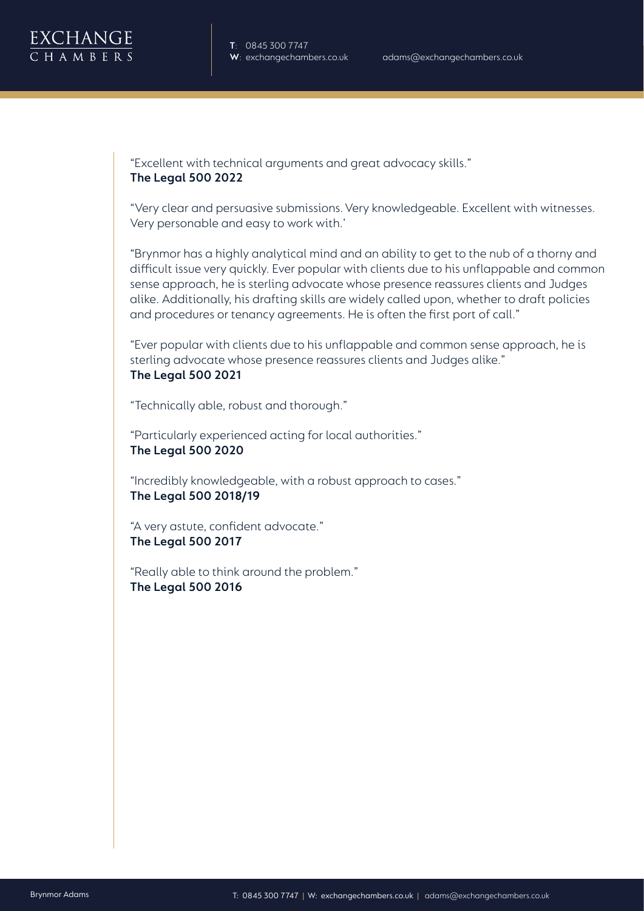"Excellent with technical arguments and great advocacy skills."
**The Legal 500 2022**

"Very clear and persuasive submissions. Very knowledgeable. Excellent with witnesses. Very personable and easy to work with.'

"Brynmor has a highly analytical mind and an ability to get to the nub of a thorny and difficult issue very quickly. Ever popular with clients due to his unflappable and common sense approach, he is sterling advocate whose presence reassures clients and Judges alike. Additionally, his drafting skills are widely called upon, whether to draft policies and procedures or tenancy agreements. He is often the first port of call."

"Ever popular with clients due to his unflappable and common sense approach, he is sterling advocate whose presence reassures clients and Judges alike."
**The Legal 500 2021**

"Technically able, robust and thorough."

"Particularly experienced acting for local authorities."
**The Legal 500 2020**

"Incredibly knowledgeable, with a robust approach to cases."
**The Legal 500 2018/19**

"A very astute, confident advocate."
**The Legal 500 2017**

"Really able to think around the problem."
**The Legal 500 2016**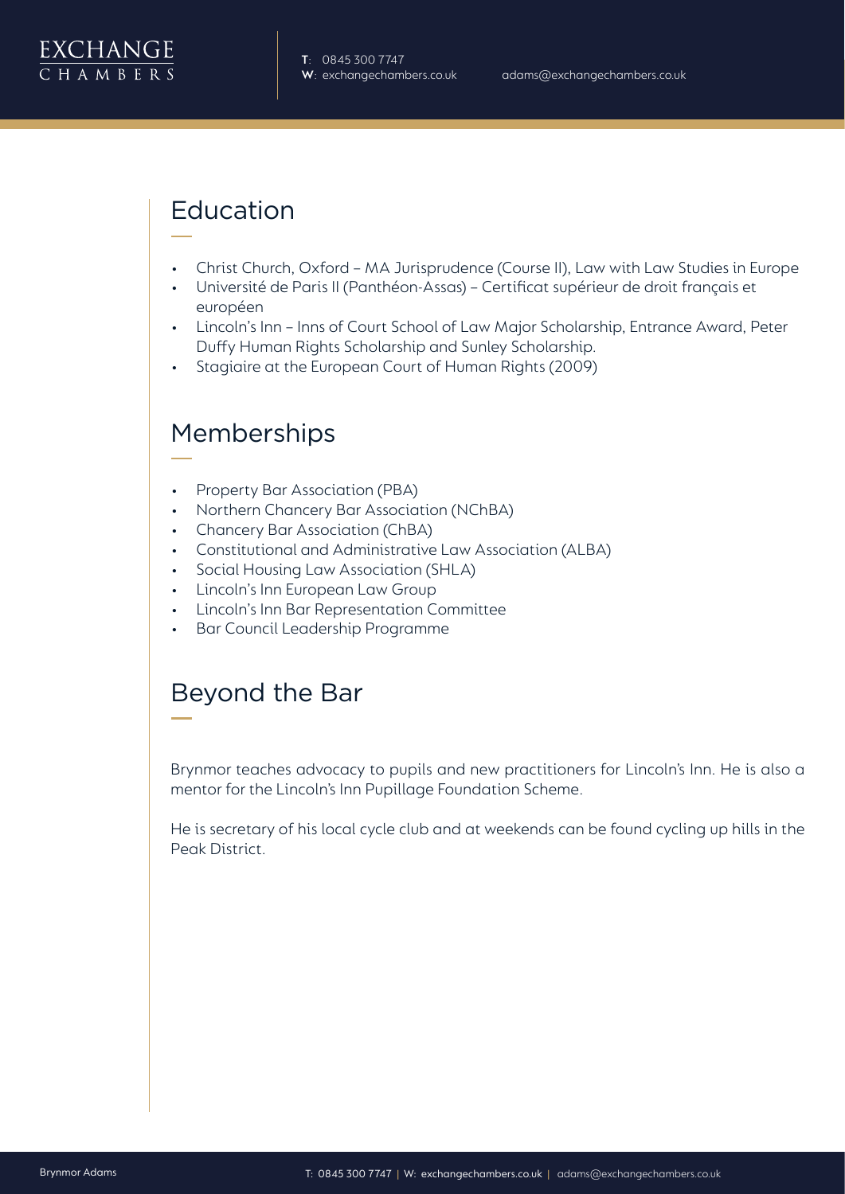## Education

- Christ Church, Oxford – MA Jurisprudence (Course II), Law with Law Studies in Europe
- Université de Paris II (Panthéon-Assas) – Certificat supérieur de droit français et européen
- Lincoln's Inn – Inns of Court School of Law Major Scholarship, Entrance Award, Peter Duffy Human Rights Scholarship and Sunley Scholarship.
- Stagiaire at the European Court of Human Rights (2009)

## Memberships

- Property Bar Association (PBA)
- Northern Chancery Bar Association (NChBA)
- Chancery Bar Association (ChBA)
- Constitutional and Administrative Law Association (ALBA)
- Social Housing Law Association (SHLA)
- Lincoln's Inn European Law Group
- Lincoln's Inn Bar Representation Committee
- Bar Council Leadership Programme

## Beyond the Bar

Brynmor teaches advocacy to pupils and new practitioners for Lincoln's Inn. He is also a mentor for the Lincoln's Inn Pupillage Foundation Scheme.

He is secretary of his local cycle club and at weekends can be found cycling up hills in the Peak District.